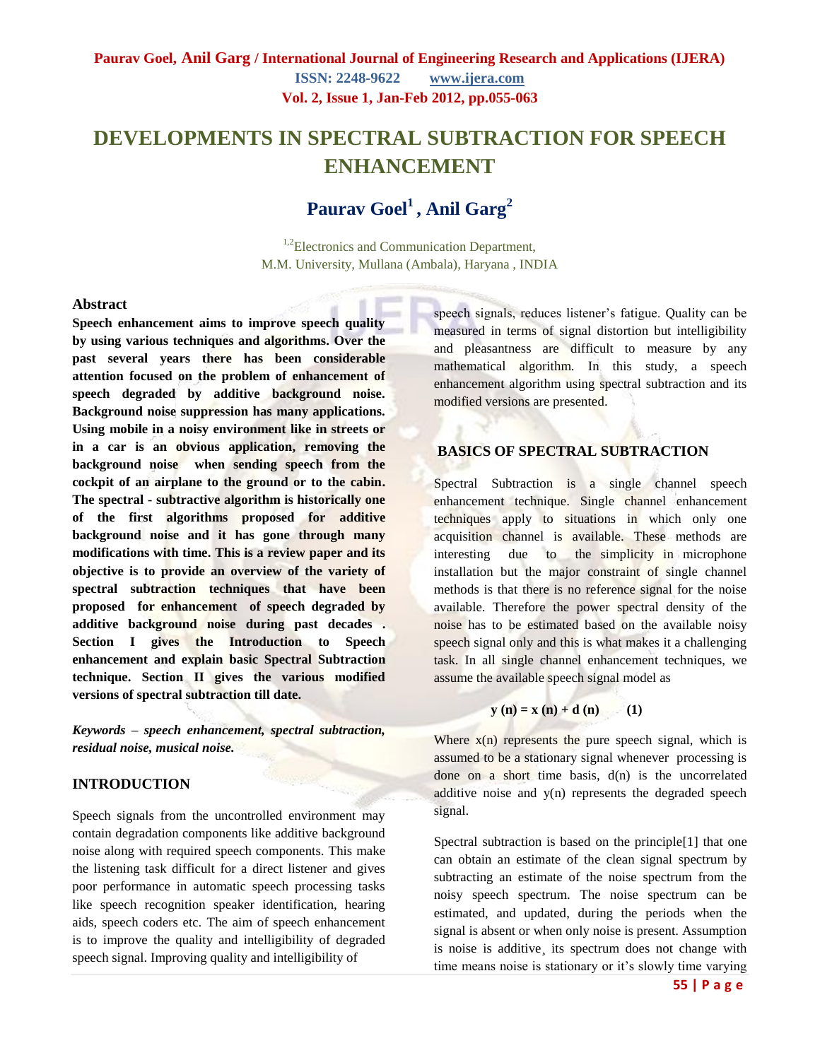# DEVELOPMENTS IN SPECTRAL SUBTRACTION FOR SPEECH ENHANCEMENT

## Paurav Goel[1], Anil Garg[2]

[1,2]Electronics and Communication Department,
M.M. University, Mullana (Ambala), Haryana , INDIA

### Abstract

**Speech enhancement aims to improve speech quality by using various techniques and algorithms. Over the past several years there has been considerable attention focused on the problem of enhancement of speech degraded by additive background noise. Background noise suppression has many applications. Using mobile in a noisy environment like in streets or in a car is an obvious application, removing the background noise when sending speech from the cockpit of an airplane to the ground or to the cabin. The spectral - subtractive algorithm is historically one of the first algorithms proposed for additive background noise and it has gone through many modifications with time. This is a review paper and its objective is to provide an overview of the variety of spectral subtraction techniques that have been proposed for enhancement of speech degraded by additive background noise during past decades . Section I gives the Introduction to Speech enhancement and explain basic Spectral Subtraction technique. Section II gives the various modified versions of spectral subtraction till date.**

***Keywords* – *speech enhancement, spectral subtraction, residual noise, musical noise.***

### INTRODUCTION

Speech signals from the uncontrolled environment may contain degradation components like additive background noise along with required speech components. This make the listening task difficult for a direct listener and gives poor performance in automatic speech processing tasks like speech recognition speaker identification, hearing aids, speech coders etc. The aim of speech enhancement is to improve the quality and intelligibility of degraded speech signal. Improving quality and intelligibility of speech signals, reduces listener's fatigue. Quality can be measured in terms of signal distortion but intelligibility and pleasantness are difficult to measure by any mathematical algorithm. In this study, a speech enhancement algorithm using spectral subtraction and its modified versions are presented.

### BASICS OF SPECTRAL SUBTRACTION

Spectral Subtraction is a single channel speech enhancement technique. Single channel enhancement techniques apply to situations in which only one acquisition channel is available. These methods are interesting due to the simplicity in microphone installation but the major constraint of single channel methods is that there is no reference signal for the noise available. Therefore the power spectral density of the noise has to be estimated based on the available noisy speech signal only and this is what makes it a challenging task. In all single channel enhancement techniques, we assume the available speech signal model as

$$y(n) = x(n) + d(n) \qquad (1)$$

Where $x(n)$ represents the pure speech signal, which is assumed to be a stationary signal whenever processing is done on a short time basis, $d(n)$ is the uncorrelated additive noise and $y(n)$ represents the degraded speech signal.

Spectral subtraction is based on the principle[1] that one can obtain an estimate of the clean signal spectrum by subtracting an estimate of the noise spectrum from the noisy speech spectrum. The noise spectrum can be estimated, and updated, during the periods when the signal is absent or when only noise is present. Assumption is noise is additive¸ its spectrum does not change with time means noise is stationary or it's slowly time varying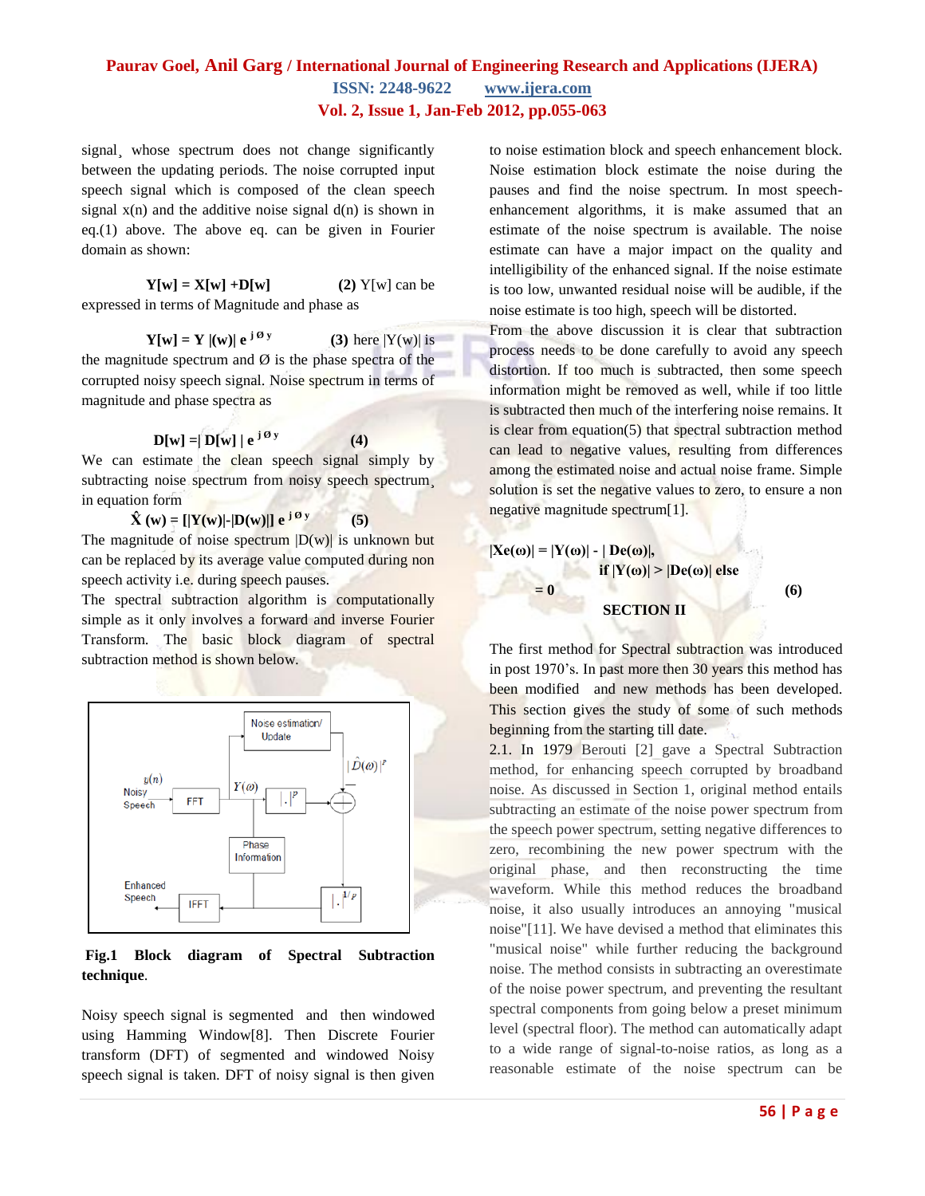signal, whose spectrum does not change significantly between the updating periods. The noise corrupted input speech signal which is composed of the clean speech signal x(n) and the additive noise signal d(n) is shown in eq.(1) above. The above eq. can be given in Fourier domain as shown:

$$\mathbf{Y[w] = X[w] + D[w]} \qquad \textbf{(2)}$$

Y[w] can be expressed in terms of Magnitude and phase as

$$\mathbf{Y[w] = Y\,|(w)|\,e^{\,j\,\emptyset\,y}} \qquad \textbf{(3)}$$

here |Y(w)| is the magnitude spectrum and Ø is the phase spectra of the corrupted noisy speech signal. Noise spectrum in terms of magnitude and phase spectra as

$$\mathbf{D[w] = |\,D[w]\,|\,e^{\,j\,\emptyset\,y}} \qquad \textbf{(4)}$$

We can estimate the clean speech signal simply by subtracting noise spectrum from noisy speech spectrum, in equation form

$$\mathbf{\hat{X}\,(w) = [|Y(w)| - |D(w)|]\,e^{\,j\,\emptyset\,y}} \qquad \textbf{(5)}$$

The magnitude of noise spectrum |D(w)| is unknown but can be replaced by its average value computed during non speech activity i.e. during speech pauses.

The spectral subtraction algorithm is computationally simple as it only involves a forward and inverse Fourier Transform. The basic block diagram of spectral subtraction method is shown below.

**Fig.1 Block diagram of Spectral Subtraction technique**.

Noisy speech signal is segmented and then windowed using Hamming Window[8]. Then Discrete Fourier transform (DFT) of segmented and windowed Noisy speech signal is taken. DFT of noisy signal is then given to noise estimation block and speech enhancement block. Noise estimation block estimate the noise during the pauses and find the noise spectrum. In most speech-enhancement algorithms, it is make assumed that an estimate of the noise spectrum is available. The noise estimate can have a major impact on the quality and intelligibility of the enhanced signal. If the noise estimate is too low, unwanted residual noise will be audible, if the noise estimate is too high, speech will be distorted.

From the above discussion it is clear that subtraction process needs to be done carefully to avoid any speech distortion. If too much is subtracted, then some speech information might be removed as well, while if too little is subtracted then much of the interfering noise remains. It is clear from equation(5) that spectral subtraction method can lead to negative values, resulting from differences among the estimated noise and actual noise frame. Simple solution is set the negative values to zero, to ensure a non negative magnitude spectrum[1].

$$\mathbf{|Xe(\omega)| = |Y(\omega)| - |\,De(\omega)|,\quad \text{if } |Y(\omega)| > |De(\omega)| \text{ else } = 0} \qquad \textbf{(6)}$$

## SECTION II

The first method for Spectral subtraction was introduced in post 1970's. In past more then 30 years this method has been modified and new methods has been developed. This section gives the study of some of such methods beginning from the starting till date.

2.1. In 1979 Berouti [2] gave a Spectral Subtraction method, for enhancing speech corrupted by broadband noise. As discussed in Section 1, original method entails subtracting an estimate of the noise power spectrum from the speech power spectrum, setting negative differences to zero, recombining the new power spectrum with the original phase, and then reconstructing the time waveform. While this method reduces the broadband noise, it also usually introduces an annoying "musical noise"[11]. We have devised a method that eliminates this "musical noise" while further reducing the background noise. The method consists in subtracting an overestimate of the noise power spectrum, and preventing the resultant spectral components from going below a preset minimum level (spectral floor). The method can automatically adapt to a wide range of signal-to-noise ratios, as long as a reasonable estimate of the noise spectrum can be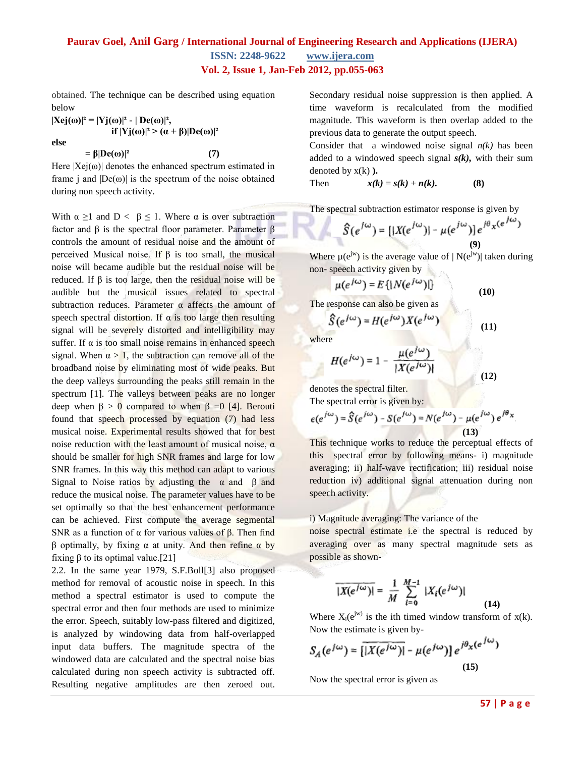obtained. The technique can be described using equation below

$$|X_{ej}(\omega)|^2 = |Y_j(\omega)|^2 - |D_e(\omega)|^2, \quad \text{if } |Y_j(\omega)|^2 > (\alpha + \beta)|D_e(\omega)|^2$$

**else**

$$= \beta|D_e(\omega)|^2 \qquad (7)$$

Here $|X_{ej}(\omega)|$ denotes the enhanced spectrum estimated in frame j and $|D_e(\omega)|$ is the spectrum of the noise obtained during non speech activity.

With $\alpha \geq 1$ and $D < \beta \leq 1$. Where α is over subtraction factor and β is the spectral floor parameter. Parameter β controls the amount of residual noise and the amount of perceived Musical noise. If β is too small, the musical noise will became audible but the residual noise will be reduced. If β is too large, then the residual noise will be audible but the musical issues related to spectral subtraction reduces. Parameter α affects the amount of speech spectral distortion. If α is too large then resulting signal will be severely distorted and intelligibility may suffer. If α is too small noise remains in enhanced speech signal. When $\alpha > 1$, the subtraction can remove all of the broadband noise by eliminating most of wide peaks. But the deep valleys surrounding the peaks still remain in the spectrum [1]. The valleys between peaks are no longer deep when $\beta > 0$ compared to when $\beta = 0$ [4]. Berouti found that speech processed by equation (7) had less musical noise. Experimental results showed that for best noise reduction with the least amount of musical noise, α should be smaller for high SNR frames and large for low SNR frames. In this way this method can adapt to various Signal to Noise ratios by adjusting the α and β and reduce the musical noise. The parameter values have to be set optimally so that the best enhancement performance can be achieved. First compute the average segmental SNR as a function of α for various values of β. Then find β optimally, by fixing α at unity. And then refine α by fixing β to its optimal value.[21]

2.2. In the same year 1979, S.F.Boll[3] also proposed method for removal of acoustic noise in speech. In this method a spectral estimator is used to compute the spectral error and then four methods are used to minimize the error. Speech, suitably low-pass filtered and digitized, is analyzed by windowing data from half-overlapped input data buffers. The magnitude spectra of the windowed data are calculated and the spectral noise bias calculated during non speech activity is subtracted off. Resulting negative amplitudes are then zeroed out. Secondary residual noise suppression is then applied. A time waveform is recalculated from the modified magnitude. This waveform is then overlap added to the previous data to generate the output speech.

Consider that a windowed noise signal $n(k)$ has been added to a windowed speech signal $s(k)$, with their sum denoted by $x(k)$.

Then
$$x(k) = s(k) + n(k). \qquad (8)$$

The spectral subtraction estimator response is given by

$$\hat{S}(e^{j\omega}) = [|X(e^{j\omega})| - \mu(e^{j\omega})]\, e^{j\theta_x(e^{j\omega})} \qquad (9)$$

Where $\mu(e^{jw})$ is the average value of $|N(e^{jw})|$ taken during non- speech activity given by

$$\mu(e^{j\omega}) = E\{|N(e^{j\omega})|\} \qquad (10)$$

The response can also be given as

$$\hat{S}(e^{j\omega}) = H(e^{j\omega})X(e^{j\omega}) \qquad (11)$$

where

$$H(e^{j\omega}) = 1 - \frac{\mu(e^{j\omega})}{|X(e^{j\omega})|} \qquad (12)$$

denotes the spectral filter.

The spectral error is given by:

$$\epsilon(e^{j\omega}) = \hat{S}(e^{j\omega}) - S(e^{j\omega}) = N(e^{j\omega}) - \mu(e^{j\omega})\, e^{j\theta_x} \qquad (13)$$

This technique works to reduce the perceptual effects of this spectral error by following means- i) magnitude averaging; ii) half-wave rectification; iii) residual noise reduction iv) additional signal attenuation during non speech activity.

i) Magnitude averaging: The variance of the noise spectral estimate i.e the spectral is reduced by averaging over as many spectral magnitude sets as possible as shown-

$$\overline{|X(e^{j\omega})|} = \frac{1}{M}\sum_{i=0}^{M-1} |X_i(e^{j\omega})| \qquad (14)$$

Where $X_i(e^{jw})$ is the ith timed window transform of x(k). Now the estimate is given by-

$$S_A(e^{j\omega}) = [\overline{|X(e^{j\omega})|} - \mu(e^{j\omega})]\, e^{j\theta_x(e^{j\omega})} \qquad (15)$$

Now the spectral error is given as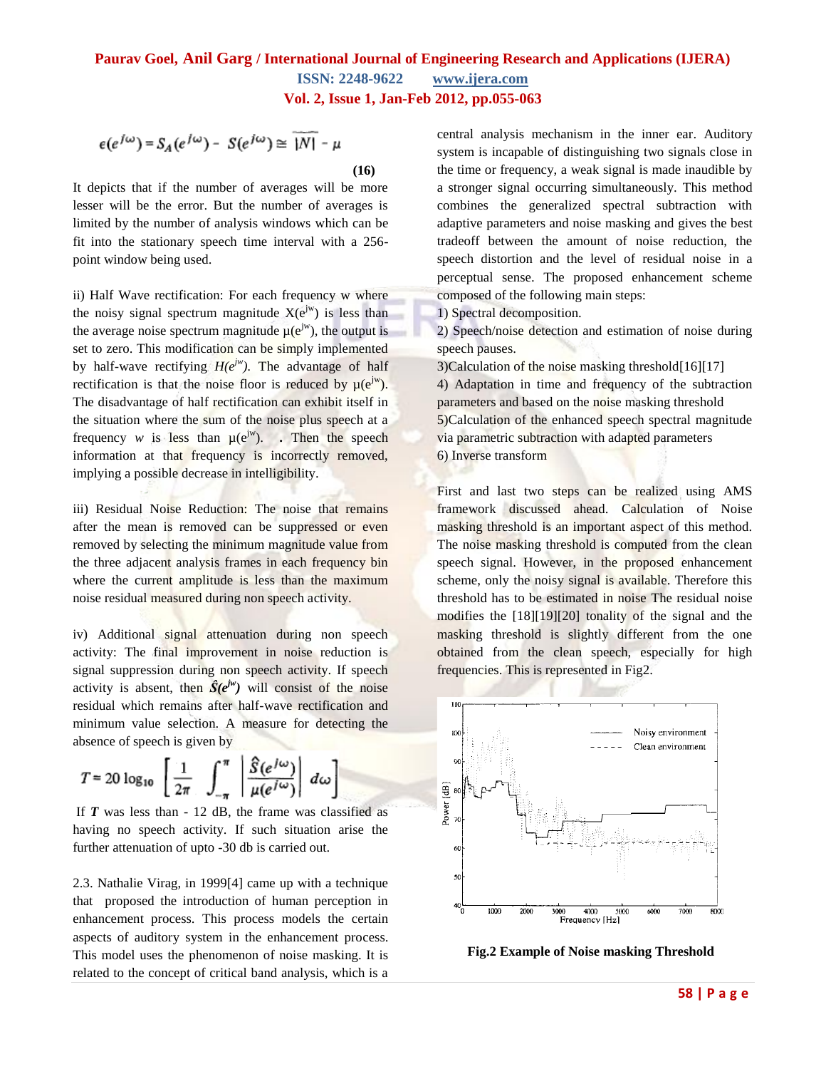$$\epsilon(e^{j\omega}) = S_A(e^{j\omega}) - S(e^{j\omega}) \cong \widetilde{|N|} - \mu \quad \textbf{(16)}$$

It depicts that if the number of averages will be more lesser will be the error. But the number of averages is limited by the number of analysis windows which can be fit into the stationary speech time interval with a 256-point window being used.

ii) Half Wave rectification: For each frequency w where the noisy signal spectrum magnitude $X(e^{jw})$ is less than the average noise spectrum magnitude $\mu(e^{jw})$, the output is set to zero. This modification can be simply implemented by half-wave rectifying $H(e^{jw})$. The advantage of half rectification is that the noise floor is reduced by $\mu(e^{jw})$. The disadvantage of half rectification can exhibit itself in the situation where the sum of the noise plus speech at a frequency $w$ is less than $\mu(e^{jw})$. . Then the speech information at that frequency is incorrectly removed, implying a possible decrease in intelligibility.

iii) Residual Noise Reduction: The noise that remains after the mean is removed can be suppressed or even removed by selecting the minimum magnitude value from the three adjacent analysis frames in each frequency bin where the current amplitude is less than the maximum noise residual measured during non speech activity.

iv) Additional signal attenuation during non speech activity: The final improvement in noise reduction is signal suppression during non speech activity. If speech activity is absent, then $\hat{S}(e^{jw})$ will consist of the noise residual which remains after half-wave rectification and minimum value selection. A measure for detecting the absence of speech is given by

$$T = 20 \log_{10} \left[ \frac{1}{2\pi} \int_{-\pi}^{\pi} \left| \frac{\hat{S}(e^{j\omega})}{\mu(e^{j\omega})} \right| d\omega \right]$$

If $T$ was less than - 12 dB, the frame was classified as having no speech activity. If such situation arise the further attenuation of upto -30 db is carried out.

2.3. Nathalie Virag, in 1999[4] came up with a technique that proposed the introduction of human perception in enhancement process. This process models the certain aspects of auditory system in the enhancement process. This model uses the phenomenon of noise masking. It is related to the concept of critical band analysis, which is a central analysis mechanism in the inner ear. Auditory system is incapable of distinguishing two signals close in the time or frequency, a weak signal is made inaudible by a stronger signal occurring simultaneously. This method combines the generalized spectral subtraction with adaptive parameters and noise masking and gives the best tradeoff between the amount of noise reduction, the speech distortion and the level of residual noise in a perceptual sense. The proposed enhancement scheme composed of the following main steps:

1) Spectral decomposition.
2) Speech/noise detection and estimation of noise during speech pauses.
3) Calculation of the noise masking threshold[16][17]
4) Adaptation in time and frequency of the subtraction parameters and based on the noise masking threshold
5) Calculation of the enhanced speech spectral magnitude via parametric subtraction with adapted parameters
6) Inverse transform

First and last two steps can be realized using AMS framework discussed ahead. Calculation of Noise masking threshold is an important aspect of this method. The noise masking threshold is computed from the clean speech signal. However, in the proposed enhancement scheme, only the noisy signal is available. Therefore this threshold has to be estimated in noise The residual noise modifies the [18][19][20] tonality of the signal and the masking threshold is slightly different from the one obtained from the clean speech, especially for high frequencies. This is represented in Fig2.

**Fig.2 Example of Noise masking Threshold**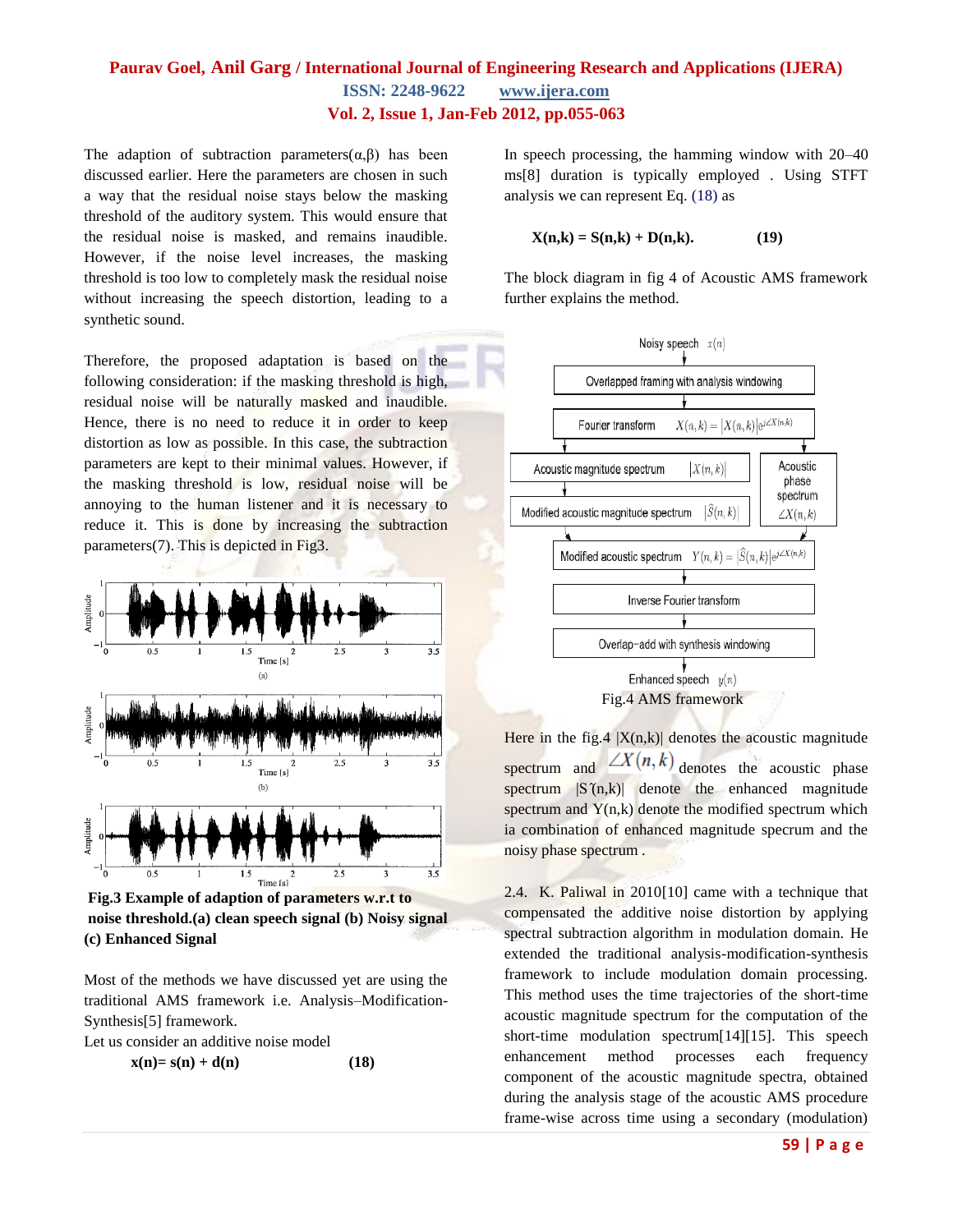The adaption of subtraction parameters(α,β) has been discussed earlier. Here the parameters are chosen in such a way that the residual noise stays below the masking threshold of the auditory system. This would ensure that the residual noise is masked, and remains inaudible. However, if the noise level increases, the masking threshold is too low to completely mask the residual noise without increasing the speech distortion, leading to a synthetic sound.

Therefore, the proposed adaptation is based on the following consideration: if the masking threshold is high, residual noise will be naturally masked and inaudible. Hence, there is no need to reduce it in order to keep distortion as low as possible. In this case, the subtraction parameters are kept to their minimal values. However, if the masking threshold is low, residual noise will be annoying to the human listener and it is necessary to reduce it. This is done by increasing the subtraction parameters(7). This is depicted in Fig3.

**Fig.3 Example of adaption of parameters w.r.t to noise threshold.(a) clean speech signal (b) Noisy signal (c) Enhanced Signal**

Most of the methods we have discussed yet are using the traditional AMS framework i.e. Analysis–Modification-Synthesis[5] framework.

Let us consider an additive noise model

$$\mathbf{x(n)= s(n) + d(n)} \qquad (18)$$

In speech processing, the hamming window with 20–40 ms[8] duration is typically employed . Using STFT analysis we can represent Eq. (18) as

$$\mathbf{X(n,k) = S(n,k) + D(n,k).} \qquad (19)$$

The block diagram in fig 4 of Acoustic AMS framework further explains the method.

Fig.4 AMS framework

Here in the fig.4 $|X(n,k)|$ denotes the acoustic magnitude spectrum and $\angle X(n,k)$ denotes the acoustic phase spectrum $|\hat{S}(n,k)|$ denote the enhanced magnitude spectrum and $Y(n,k)$ denote the modified spectrum which ia combination of enhanced magnitude specrum and the noisy phase spectrum .

2.4. K. Paliwal in 2010[10] came with a technique that compensated the additive noise distortion by applying spectral subtraction algorithm in modulation domain. He extended the traditional analysis-modification-synthesis framework to include modulation domain processing. This method uses the time trajectories of the short-time acoustic magnitude spectrum for the computation of the short-time modulation spectrum[14][15]. This speech enhancement method processes each frequency component of the acoustic magnitude spectra, obtained during the analysis stage of the acoustic AMS procedure frame-wise across time using a secondary (modulation)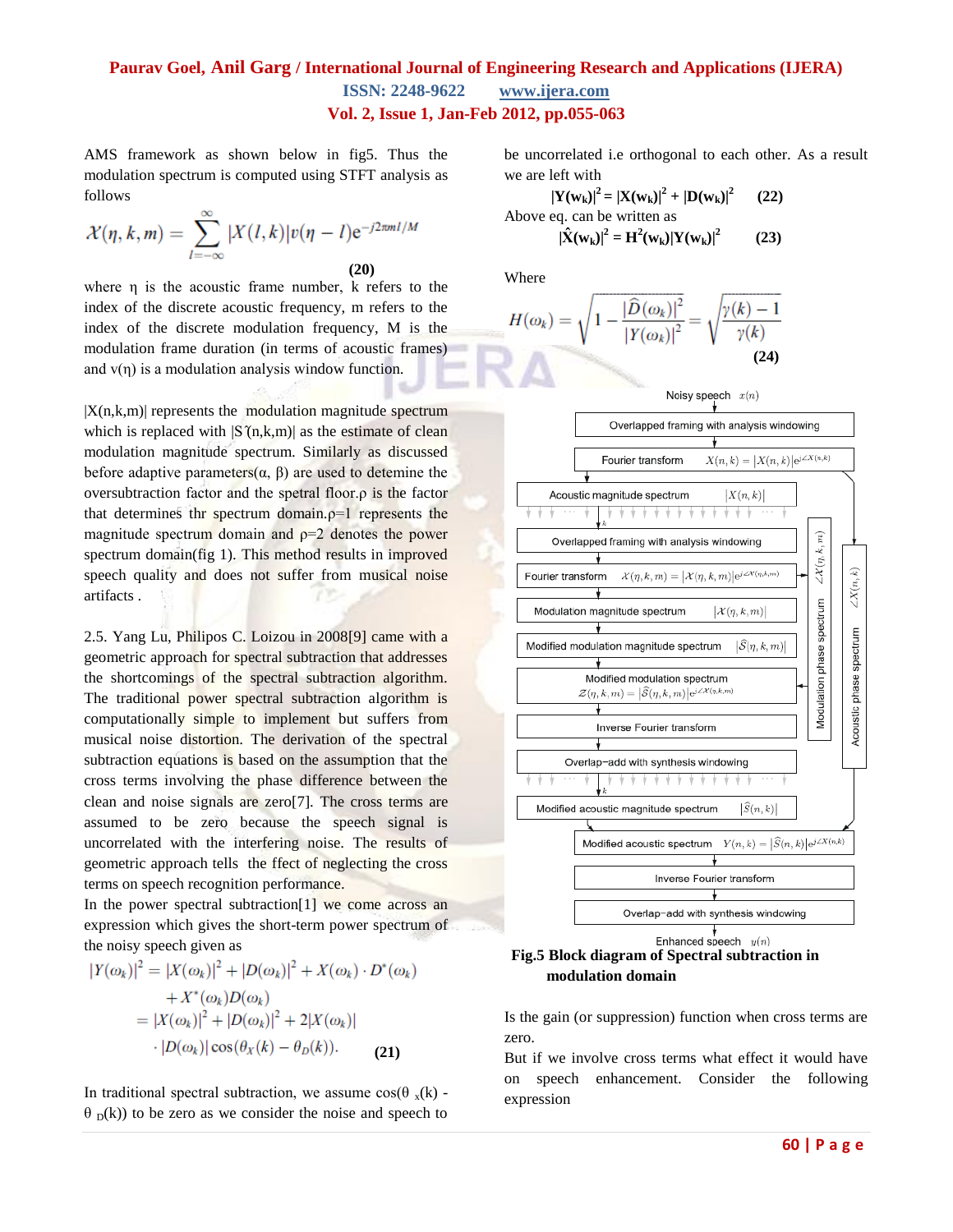AMS framework as shown below in fig5. Thus the modulation spectrum is computed using STFT analysis as follows

$$\mathcal{X}(\eta, k, m) = \sum_{l=-\infty}^{\infty} |X(l,k)| v(\eta - l) e^{-j2\pi m l / M} \quad \textbf{(20)}$$

where η is the acoustic frame number, k refers to the index of the discrete acoustic frequency, m refers to the index of the discrete modulation frequency, M is the modulation frame duration (in terms of acoustic frames) and v(η) is a modulation analysis window function.

|X(n,k,m)| represents the modulation magnitude spectrum which is replaced with |S ̂(n,k,m)| as the estimate of clean modulation magnitude spectrum. Similarly as discussed before adaptive parameters(α, β) are used to detemine the oversubtraction factor and the spetral floor.ρ is the factor that determines thr spectrum domain.ρ=1 represents the magnitude spectrum domain and ρ=2 denotes the power spectrum domain(fig 1). This method results in improved speech quality and does not suffer from musical noise artifacts .

2.5. Yang Lu, Philipos C. Loizou in 2008[9] came with a geometric approach for spectral subtraction that addresses the shortcomings of the spectral subtraction algorithm. The traditional power spectral subtraction algorithm is computationally simple to implement but suffers from musical noise distortion. The derivation of the spectral subtraction equations is based on the assumption that the cross terms involving the phase difference between the clean and noise signals are zero[7]. The cross terms are assumed to be zero because the speech signal is uncorrelated with the interfering noise. The results of geometric approach tells the ffect of neglecting the cross terms on speech recognition performance.

In the power spectral subtraction[1] we come across an expression which gives the short-term power spectrum of the noisy speech given as

$$\begin{aligned} |Y(\omega_k)|^2 &= |X(\omega_k)|^2 + |D(\omega_k)|^2 + X(\omega_k) \cdot D^*(\omega_k) \\ &\quad + X^*(\omega_k) D(\omega_k) \\ &= |X(\omega_k)|^2 + |D(\omega_k)|^2 + 2|X(\omega_k)| \\ &\quad \cdot |D(\omega_k)| \cos(\theta_X(k) - \theta_D(k)). \end{aligned} \quad \textbf{(21)}$$

In traditional spectral subtraction, we assume cos($\theta_x$(k) - $\theta_D$(k)) to be zero as we consider the noise and speech to be uncorrelated i.e orthogonal to each other. As a result we are left with

$$|Y(w_k)|^2 = |X(w_k)|^2 + |D(w_k)|^2 \quad \textbf{(22)}$$

Above eq. can be written as

$$|\hat{X}(w_k)|^2 = H^2(w_k)|Y(w_k)|^2 \quad \textbf{(23)}$$

Where

$$H(\omega_k) = \sqrt{1 - \frac{|\hat{D}(\omega_k)|^2}{|Y(\omega_k)|^2}} = \sqrt{\frac{\gamma(k) - 1}{\gamma(k)}} \quad \textbf{(24)}$$

**Fig.5 Block diagram of Spectral subtraction in modulation domain**

Is the gain (or suppression) function when cross terms are zero.

But if we involve cross terms what effect it would have on speech enhancement. Consider the following expression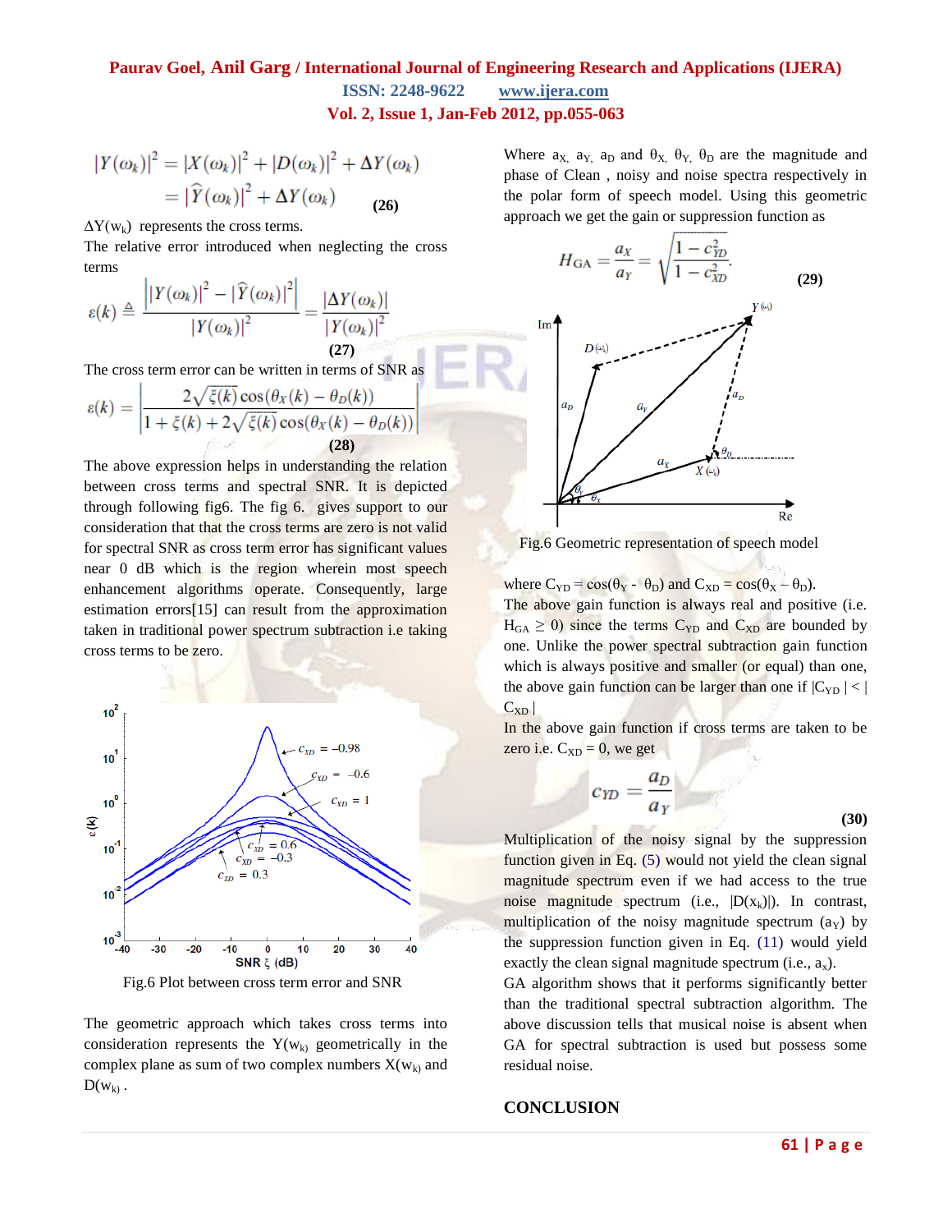$$|Y(\omega_k)|^2 = |X(\omega_k)|^2 + |D(\omega_k)|^2 + \Delta Y(\omega_k)$$
$$= |\widehat{Y}(\omega_k)|^2 + \Delta Y(\omega_k) \quad (26)$$

$\Delta Y(w_k)$ represents the cross terms.

The relative error introduced when neglecting the cross terms

$$\varepsilon(k) \triangleq \frac{\left| |Y(\omega_k)|^2 - |\widehat{Y}(\omega_k)|^2 \right|}{|Y(\omega_k)|^2} = \frac{|\Delta Y(\omega_k)|}{|Y(\omega_k)|^2} \quad (27)$$

The cross term error can be written in terms of SNR as

$$\varepsilon(k) = \left| \frac{2\sqrt{\xi(k)}\cos(\theta_X(k) - \theta_D(k))}{1 + \xi(k) + 2\sqrt{\xi(k)}\cos(\theta_X(k) - \theta_D(k))} \right| \quad (28)$$

The above expression helps in understanding the relation between cross terms and spectral SNR. It is depicted through following fig6. The fig 6. gives support to our consideration that that the cross terms are zero is not valid for spectral SNR as cross term error has significant values near 0 dB which is the region wherein most speech enhancement algorithms operate. Consequently, large estimation errors[15] can result from the approximation taken in traditional power spectrum subtraction i.e taking cross terms to be zero.

Fig.6 Plot between cross term error and SNR

The geometric approach which takes cross terms into consideration represents the $Y(w_k)$ geometrically in the complex plane as sum of two complex numbers $X(w_k)$ and $D(w_k)$.

Where $a_X$, $a_Y$, $a_D$ and $\theta_X$, $\theta_Y$, $\theta_D$ are the magnitude and phase of Clean , noisy and noise spectra respectively in the polar form of speech model. Using this geometric approach we get the gain or suppression function as

$$H_{GA} = \frac{a_X}{a_Y} = \sqrt{\frac{1 - c_{YD}^2}{1 - c_{XD}^2}}. \quad (29)$$

Fig.6 Geometric representation of speech model

where $C_{YD} = \cos(\theta_Y - \theta_D)$ and $C_{XD} = \cos(\theta_X - \theta_D)$.

The above gain function is always real and positive (i.e. $H_{GA} \geq 0$) since the terms $C_{YD}$ and $C_{XD}$ are bounded by one. Unlike the power spectral subtraction gain function which is always positive and smaller (or equal) than one, the above gain function can be larger than one if $|C_{YD}| < |C_{XD}|$

In the above gain function if cross terms are taken to be zero i.e. $C_{XD} = 0$, we get

$$c_{YD} = \frac{a_D}{a_Y} \quad (30)$$

Multiplication of the noisy signal by the suppression function given in Eq. (5) would not yield the clean signal magnitude spectrum even if we had access to the true noise magnitude spectrum (i.e., $|D(x_k)|$). In contrast, multiplication of the noisy magnitude spectrum ($a_Y$) by the suppression function given in Eq. (11) would yield exactly the clean signal magnitude spectrum (i.e., $a_x$).

GA algorithm shows that it performs significantly better than the traditional spectral subtraction algorithm. The above discussion tells that musical noise is absent when GA for spectral subtraction is used but possess some residual noise.

## CONCLUSION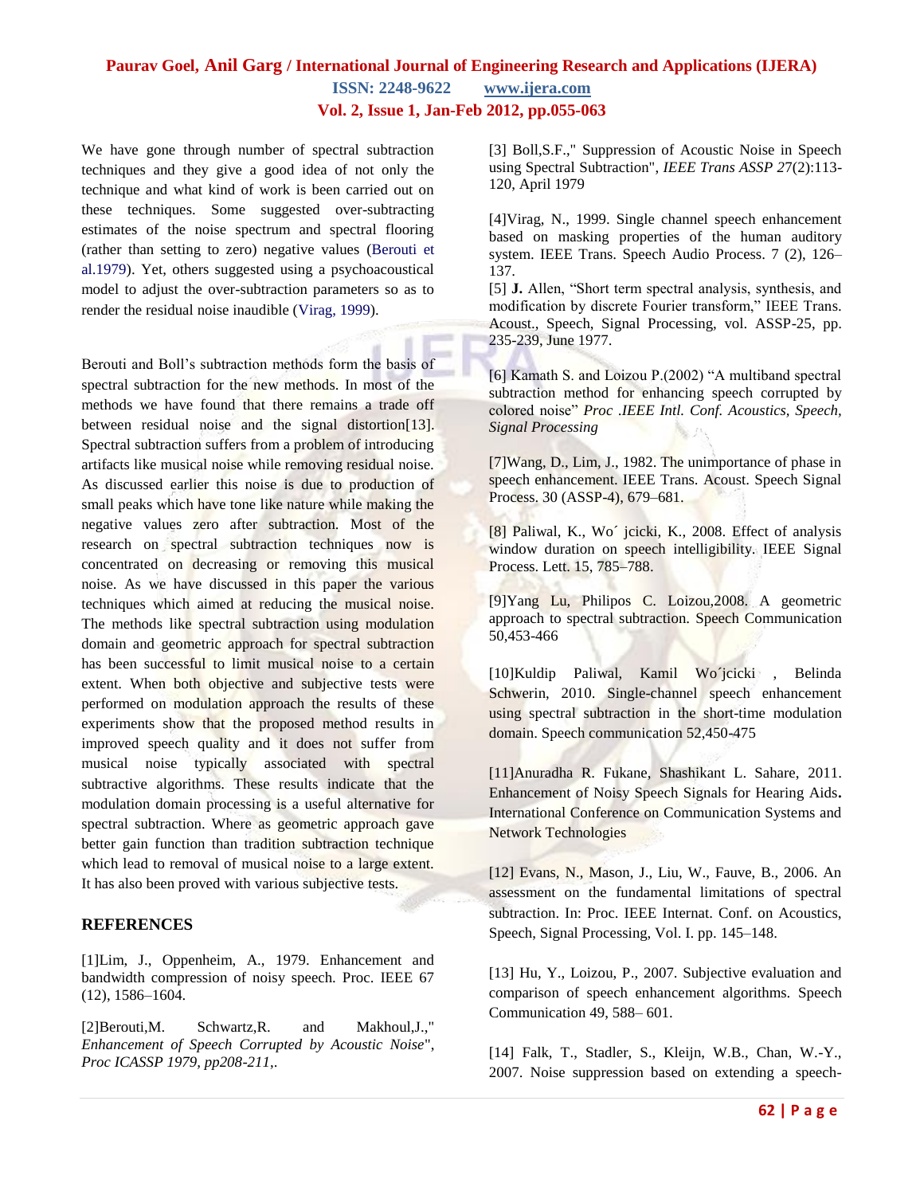We have gone through number of spectral subtraction techniques and they give a good idea of not only the technique and what kind of work is been carried out on these techniques. Some suggested over-subtracting estimates of the noise spectrum and spectral flooring (rather than setting to zero) negative values (Berouti et al.1979). Yet, others suggested using a psychoacoustical model to adjust the over-subtraction parameters so as to render the residual noise inaudible (Virag, 1999).

Berouti and Boll's subtraction methods form the basis of spectral subtraction for the new methods. In most of the methods we have found that there remains a trade off between residual noise and the signal distortion[13]. Spectral subtraction suffers from a problem of introducing artifacts like musical noise while removing residual noise. As discussed earlier this noise is due to production of small peaks which have tone like nature while making the negative values zero after subtraction. Most of the research on spectral subtraction techniques now is concentrated on decreasing or removing this musical noise. As we have discussed in this paper the various techniques which aimed at reducing the musical noise. The methods like spectral subtraction using modulation domain and geometric approach for spectral subtraction has been successful to limit musical noise to a certain extent. When both objective and subjective tests were performed on modulation approach the results of these experiments show that the proposed method results in improved speech quality and it does not suffer from musical noise typically associated with spectral subtractive algorithms. These results indicate that the modulation domain processing is a useful alternative for spectral subtraction. Where as geometric approach gave better gain function than tradition subtraction technique which lead to removal of musical noise to a large extent. It has also been proved with various subjective tests.

## REFERENCES

[1]Lim, J., Oppenheim, A., 1979. Enhancement and bandwidth compression of noisy speech. Proc. IEEE 67 (12), 1586–1604.

[2]Berouti,M. Schwartz,R. and Makhoul,J.," *Enhancement of Speech Corrupted by Acoustic Noise*", *Proc ICASSP 1979, pp208-211,*.

[3] Boll,S.F.," Suppression of Acoustic Noise in Speech using Spectral Subtraction", *IEEE Trans ASSP* 27(2):113-120, April 1979

[4]Virag, N., 1999. Single channel speech enhancement based on masking properties of the human auditory system. IEEE Trans. Speech Audio Process. 7 (2), 126–137.

[5] **J.** Allen, "Short term spectral analysis, synthesis, and modification by discrete Fourier transform," IEEE Trans. Acoust., Speech, Signal Processing, vol. ASSP-25, pp. 235-239, June 1977.

[6] Kamath S. and Loizou P.(2002) "A multiband spectral subtraction method for enhancing speech corrupted by colored noise" *Proc .IEEE Intl. Conf. Acoustics, Speech, Signal Processing*

[7]Wang, D., Lim, J., 1982. The unimportance of phase in speech enhancement. IEEE Trans. Acoust. Speech Signal Process. 30 (ASSP-4), 679–681.

[8] Paliwal, K., Wo´ jcicki, K., 2008. Effect of analysis window duration on speech intelligibility. IEEE Signal Process. Lett. 15, 785–788.

[9]Yang Lu, Philipos C. Loizou,2008. A geometric approach to spectral subtraction. Speech Communication 50,453-466

[10]Kuldip Paliwal, Kamil Wo´jcicki , Belinda Schwerin, 2010. Single-channel speech enhancement using spectral subtraction in the short-time modulation domain. Speech communication 52,450-475

[11]Anuradha R. Fukane, Shashikant L. Sahare, 2011. Enhancement of Noisy Speech Signals for Hearing Aids**.** International Conference on Communication Systems and Network Technologies

[12] Evans, N., Mason, J., Liu, W., Fauve, B., 2006. An assessment on the fundamental limitations of spectral subtraction. In: Proc. IEEE Internat. Conf. on Acoustics, Speech, Signal Processing, Vol. I. pp. 145–148.

[13] Hu, Y., Loizou, P., 2007. Subjective evaluation and comparison of speech enhancement algorithms. Speech Communication 49, 588– 601.

[14] Falk, T., Stadler, S., Kleijn, W.B., Chan, W.-Y., 2007. Noise suppression based on extending a speech-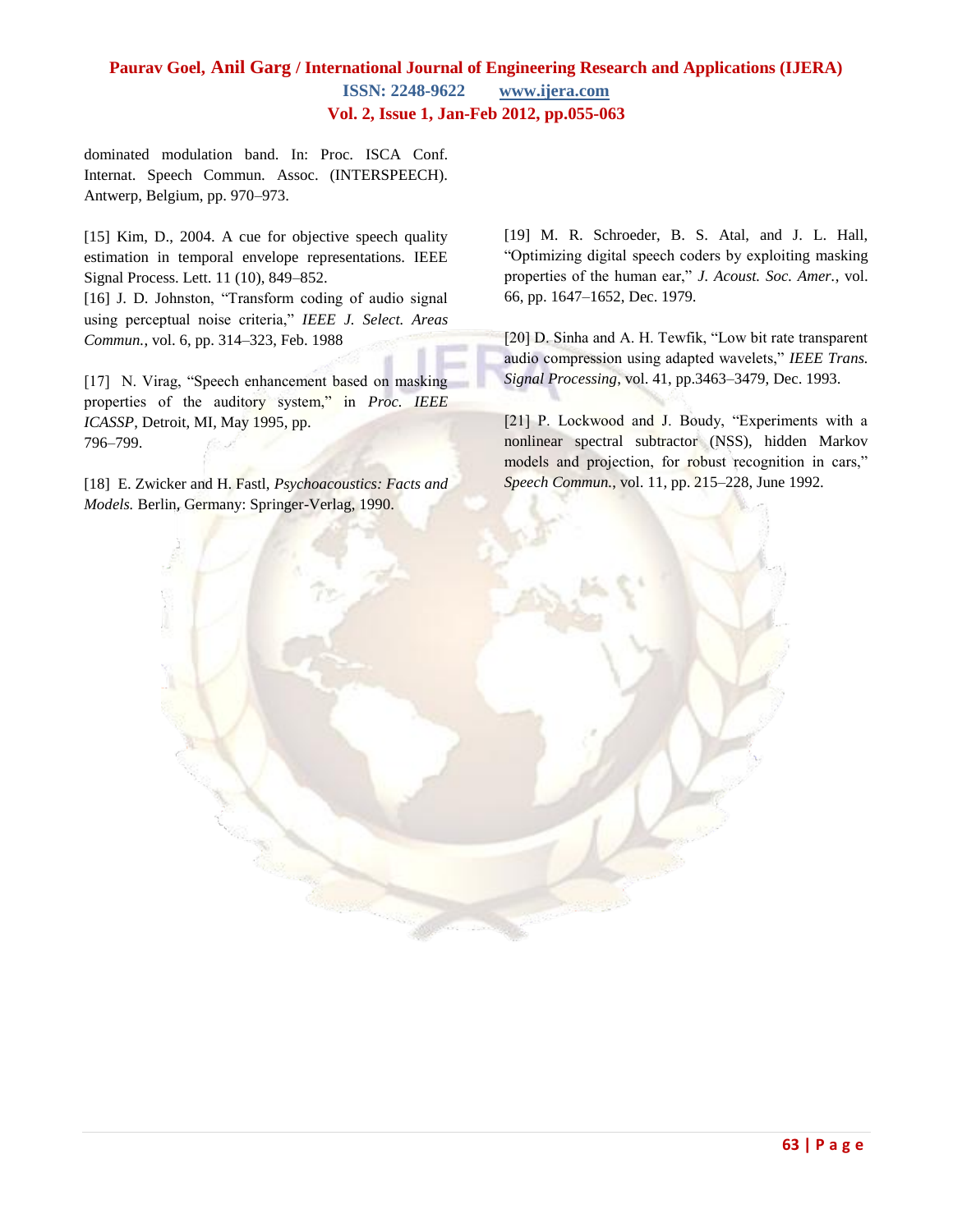dominated modulation band. In: Proc. ISCA Conf. Internat. Speech Commun. Assoc. (INTERSPEECH). Antwerp, Belgium, pp. 970–973.

[15] Kim, D., 2004. A cue for objective speech quality estimation in temporal envelope representations. IEEE Signal Process. Lett. 11 (10), 849–852.

[16] J. D. Johnston, "Transform coding of audio signal using perceptual noise criteria," *IEEE J. Select. Areas Commun.*, vol. 6, pp. 314–323, Feb. 1988

[17] N. Virag, "Speech enhancement based on masking properties of the auditory system," in *Proc. IEEE ICASSP*, Detroit, MI, May 1995, pp. 796–799.

[18] E. Zwicker and H. Fastl, *Psychoacoustics: Facts and Models.* Berlin, Germany: Springer-Verlag, 1990.

[19] M. R. Schroeder, B. S. Atal, and J. L. Hall, "Optimizing digital speech coders by exploiting masking properties of the human ear," *J. Acoust. Soc. Amer.*, vol. 66, pp. 1647–1652, Dec. 1979.

[20] D. Sinha and A. H. Tewfik, "Low bit rate transparent audio compression using adapted wavelets," *IEEE Trans. Signal Processing*, vol. 41, pp.3463–3479, Dec. 1993.

[21] P. Lockwood and J. Boudy, "Experiments with a nonlinear spectral subtractor (NSS), hidden Markov models and projection, for robust recognition in cars," *Speech Commun.*, vol. 11, pp. 215–228, June 1992.